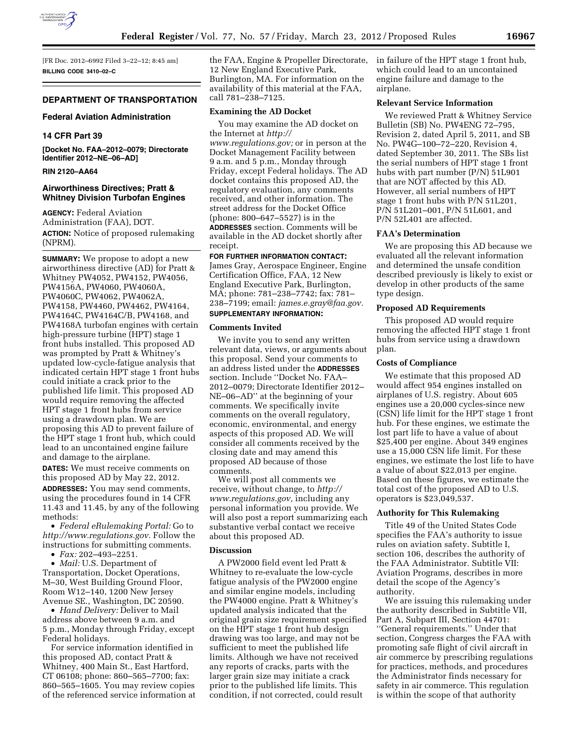[FR Doc. 2012–6992 Filed 3–22–12; 8:45 am]

**BILLING CODE 3410–02–C**

## DEPARTMENT OF TRANSPORTATION

### Federal Aviation Administration

### 14 CFR Part 39

**[Docket No. FAA–2012–0079; Directorate Identifier 2012–NE–06–AD]**

**RIN 2120–AA64**

### Airworthiness Directives; Pratt & Whitney Division Turbofan Engines

**AGENCY:** Federal Aviation Administration (FAA), DOT.

**ACTION:** Notice of proposed rulemaking (NPRM).

**SUMMARY:** We propose to adopt a new airworthiness directive (AD) for Pratt & Whitney PW4052, PW4152, PW4056, PW4156A, PW4060, PW4060A, PW4060C, PW4062, PW4062A, PW4158, PW4460, PW4462, PW4164, PW4164C, PW4164C/B, PW4168, and PW4168A turbofan engines with certain high-pressure turbine (HPT) stage 1 front hubs installed. This proposed AD was prompted by Pratt & Whitney's updated low-cycle-fatigue analysis that indicated certain HPT stage 1 front hubs could initiate a crack prior to the published life limit. This proposed AD would require removing the affected HPT stage 1 front hubs from service using a drawdown plan. We are proposing this AD to prevent failure of the HPT stage 1 front hub, which could lead to an uncontained engine failure and damage to the airplane.

**DATES:** We must receive comments on this proposed AD by May 22, 2012.

**ADDRESSES:** You may send comments, using the procedures found in 14 CFR 11.43 and 11.45, by any of the following methods:

- *Federal eRulemaking Portal:* Go to *http://www.regulations.gov.* Follow the instructions for submitting comments.
- *Fax:* 202–493–2251.
- *Mail:* U.S. Department of Transportation, Docket Operations, M–30, West Building Ground Floor, Room W12–140, 1200 New Jersey Avenue SE., Washington, DC 20590.
- *Hand Delivery:* Deliver to Mail address above between 9 a.m. and 5 p.m., Monday through Friday, except Federal holidays.

For service information identified in this proposed AD, contact Pratt & Whitney, 400 Main St., East Hartford, CT 06108; phone: 860–565–7700; fax: 860–565–1605. You may review copies of the referenced service information at the FAA, Engine & Propeller Directorate, 12 New England Executive Park, Burlington, MA. For information on the availability of this material at the FAA, call 781–238–7125.

#### Examining the AD Docket

You may examine the AD docket on the Internet at *http://www.regulations.gov;* or in person at the Docket Management Facility between 9 a.m. and 5 p.m., Monday through Friday, except Federal holidays. The AD docket contains this proposed AD, the regulatory evaluation, any comments received, and other information. The street address for the Docket Office (phone: 800–647–5527) is in the **ADDRESSES** section. Comments will be available in the AD docket shortly after receipt.

**FOR FURTHER INFORMATION CONTACT:** James Gray, Aerospace Engineer, Engine Certification Office, FAA, 12 New England Executive Park, Burlington, MA; phone: 781–238–7742; fax: 781–238–7199; email: *james.e.gray@faa.gov.*

**SUPPLEMENTARY INFORMATION:**

#### Comments Invited

We invite you to send any written relevant data, views, or arguments about this proposal. Send your comments to an address listed under the **ADDRESSES** section. Include "Docket No. FAA–2012–0079; Directorate Identifier 2012–NE–06–AD" at the beginning of your comments. We specifically invite comments on the overall regulatory, economic, environmental, and energy aspects of this proposed AD. We will consider all comments received by the closing date and may amend this proposed AD because of those comments.

We will post all comments we receive, without change, to *http://www.regulations.gov,* including any personal information you provide. We will also post a report summarizing each substantive verbal contact we receive about this proposed AD.

#### Discussion

A PW2000 field event led Pratt & Whitney to re-evaluate the low-cycle fatigue analysis of the PW2000 engine and similar engine models, including the PW4000 engine. Pratt & Whitney's updated analysis indicated that the original grain size requirement specified on the HPT stage 1 front hub design drawing was too large, and may not be sufficient to meet the published life limits. Although we have not received any reports of cracks, parts with the larger grain size may initiate a crack prior to the published life limits. This condition, if not corrected, could result in failure of the HPT stage 1 front hub, which could lead to an uncontained engine failure and damage to the airplane.

#### Relevant Service Information

We reviewed Pratt & Whitney Service Bulletin (SB) No. PW4ENG 72–795, Revision 2, dated April 5, 2011, and SB No. PW4G–100–72–220, Revision 4, dated September 30, 2011. The SBs list the serial numbers of HPT stage 1 front hubs with part number (P/N) 51L901 that are NOT affected by this AD. However, all serial numbers of HPT stage 1 front hubs with P/N 51L201, P/N 51L201–001, P/N 51L601, and P/N 52L401 are affected.

#### FAA's Determination

We are proposing this AD because we evaluated all the relevant information and determined the unsafe condition described previously is likely to exist or develop in other products of the same type design.

#### Proposed AD Requirements

This proposed AD would require removing the affected HPT stage 1 front hubs from service using a drawdown plan.

#### Costs of Compliance

We estimate that this proposed AD would affect 954 engines installed on airplanes of U.S. registry. About 605 engines use a 20,000 cycles-since new (CSN) life limit for the HPT stage 1 front hub. For these engines, we estimate the lost part life to have a value of about $25,400 per engine. About 349 engines use a 15,000 CSN life limit. For these engines, we estimate the lost life to have a value of about $22,013 per engine. Based on these figures, we estimate the total cost of the proposed AD to U.S. operators is $23,049,537.

#### Authority for This Rulemaking

Title 49 of the United States Code specifies the FAA's authority to issue rules on aviation safety. Subtitle I, section 106, describes the authority of the FAA Administrator. Subtitle VII: Aviation Programs, describes in more detail the scope of the Agency's authority.

We are issuing this rulemaking under the authority described in Subtitle VII, Part A, Subpart III, Section 44701: "General requirements." Under that section, Congress charges the FAA with promoting safe flight of civil aircraft in air commerce by prescribing regulations for practices, methods, and procedures the Administrator finds necessary for safety in air commerce. This regulation is within the scope of that authority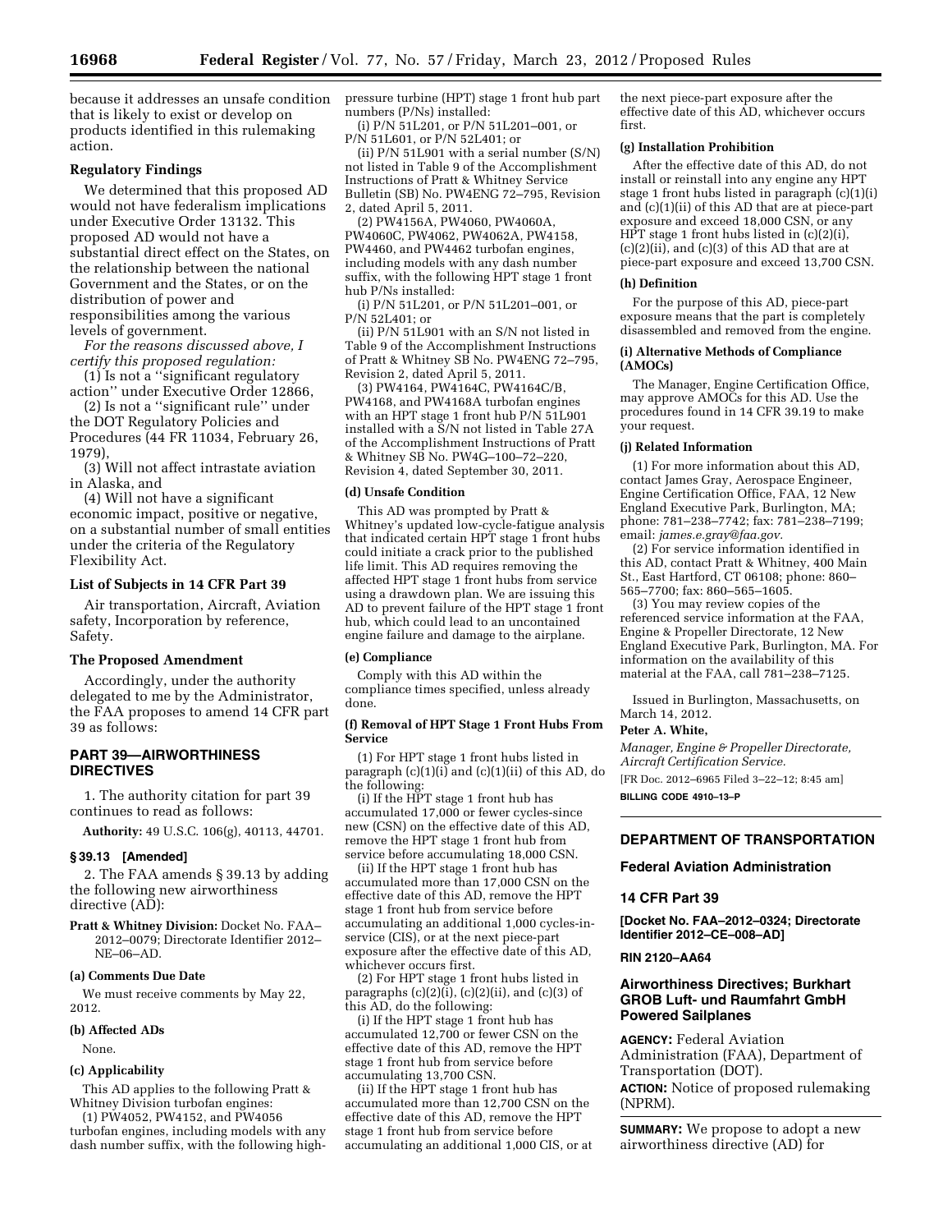because it addresses an unsafe condition that is likely to exist or develop on products identified in this rulemaking action.

### Regulatory Findings

We determined that this proposed AD would not have federalism implications under Executive Order 13132. This proposed AD would not have a substantial direct effect on the States, on the relationship between the national Government and the States, or on the distribution of power and responsibilities among the various levels of government.

*For the reasons discussed above, I certify this proposed regulation:*

(1) Is not a ''significant regulatory action'' under Executive Order 12866,

(2) Is not a ''significant rule'' under the DOT Regulatory Policies and Procedures (44 FR 11034, February 26, 1979),

(3) Will not affect intrastate aviation in Alaska, and

(4) Will not have a significant economic impact, positive or negative, on a substantial number of small entities under the criteria of the Regulatory Flexibility Act.

### List of Subjects in 14 CFR Part 39

Air transportation, Aircraft, Aviation safety, Incorporation by reference, Safety.

### The Proposed Amendment

Accordingly, under the authority delegated to me by the Administrator, the FAA proposes to amend 14 CFR part 39 as follows:

## PART 39—AIRWORTHINESS DIRECTIVES

1. The authority citation for part 39 continues to read as follows:

**Authority:** 49 U.S.C. 106(g), 40113, 44701.

### § 39.13 [Amended]

2. The FAA amends § 39.13 by adding the following new airworthiness directive (AD):

**Pratt & Whitney Division:** Docket No. FAA–2012–0079; Directorate Identifier 2012–NE–06–AD.

#### (a) Comments Due Date

We must receive comments by May 22, 2012.

#### (b) Affected ADs

None.

#### (c) Applicability

This AD applies to the following Pratt & Whitney Division turbofan engines:

(1) PW4052, PW4152, and PW4056 turbofan engines, including models with any dash number suffix, with the following high-pressure turbine (HPT) stage 1 front hub part numbers (P/Ns) installed:

(i) P/N 51L201, or P/N 51L201–001, or P/N 51L601, or P/N 52L401; or

(ii) P/N 51L901 with a serial number (S/N) not listed in Table 9 of the Accomplishment Instructions of Pratt & Whitney Service Bulletin (SB) No. PW4ENG 72–795, Revision 2, dated April 5, 2011.

(2) PW4156A, PW4060, PW4060A, PW4060C, PW4062, PW4062A, PW4158, PW4460, and PW4462 turbofan engines, including models with any dash number suffix, with the following HPT stage 1 front hub P/Ns installed:

(i) P/N 51L201, or P/N 51L201–001, or P/N 52L401; or

(ii) P/N 51L901 with an S/N not listed in Table 9 of the Accomplishment Instructions of Pratt & Whitney SB No. PW4ENG 72–795, Revision 2, dated April 5, 2011.

(3) PW4164, PW4164C, PW4164C/B, PW4168, and PW4168A turbofan engines with an HPT stage 1 front hub P/N 51L901 installed with a S/N not listed in Table 27A of the Accomplishment Instructions of Pratt & Whitney SB No. PW4G–100–72–220, Revision 4, dated September 30, 2011.

#### (d) Unsafe Condition

This AD was prompted by Pratt & Whitney's updated low-cycle-fatigue analysis that indicated certain HPT stage 1 front hubs could initiate a crack prior to the published life limit. This AD requires removing the affected HPT stage 1 front hubs from service using a drawdown plan. We are issuing this AD to prevent failure of the HPT stage 1 front hub, which could lead to an uncontained engine failure and damage to the airplane.

#### (e) Compliance

Comply with this AD within the compliance times specified, unless already done.

#### (f) Removal of HPT Stage 1 Front Hubs From Service

(1) For HPT stage 1 front hubs listed in paragraph (c)(1)(i) and (c)(1)(ii) of this AD, do the following:

(i) If the HPT stage 1 front hub has accumulated 17,000 or fewer cycles-since new (CSN) on the effective date of this AD, remove the HPT stage 1 front hub from service before accumulating 18,000 CSN.

(ii) If the HPT stage 1 front hub has accumulated more than 17,000 CSN on the effective date of this AD, remove the HPT stage 1 front hub from service before accumulating an additional 1,000 cycles-in-service (CIS), or at the next piece-part exposure after the effective date of this AD, whichever occurs first.

(2) For HPT stage 1 front hubs listed in paragraphs (c)(2)(i), (c)(2)(ii), and (c)(3) of this AD, do the following:

(i) If the HPT stage 1 front hub has accumulated 12,700 or fewer CSN on the effective date of this AD, remove the HPT stage 1 front hub from service before accumulating 13,700 CSN.

(ii) If the HPT stage 1 front hub has accumulated more than 12,700 CSN on the effective date of this AD, remove the HPT stage 1 front hub from service before accumulating an additional 1,000 CIS, or at the next piece-part exposure after the effective date of this AD, whichever occurs first.

#### (g) Installation Prohibition

After the effective date of this AD, do not install or reinstall into any engine any HPT stage 1 front hubs listed in paragraph (c)(1)(i) and (c)(1)(ii) of this AD that are at piece-part exposure and exceed 18,000 CSN, or any HPT stage 1 front hubs listed in (c)(2)(i), (c)(2)(ii), and (c)(3) of this AD that are at piece-part exposure and exceed 13,700 CSN.

#### (h) Definition

For the purpose of this AD, piece-part exposure means that the part is completely disassembled and removed from the engine.

#### (i) Alternative Methods of Compliance (AMOCs)

The Manager, Engine Certification Office, may approve AMOCs for this AD. Use the procedures found in 14 CFR 39.19 to make your request.

#### (j) Related Information

(1) For more information about this AD, contact James Gray, Aerospace Engineer, Engine Certification Office, FAA, 12 New England Executive Park, Burlington, MA; phone: 781–238–7742; fax: 781–238–7199; email: *james.e.gray@faa.gov*.

(2) For service information identified in this AD, contact Pratt & Whitney, 400 Main St., East Hartford, CT 06108; phone: 860–565–7700; fax: 860–565–1605.

(3) You may review copies of the referenced service information at the FAA, Engine & Propeller Directorate, 12 New England Executive Park, Burlington, MA. For information on the availability of this material at the FAA, call 781–238–7125.

Issued in Burlington, Massachusetts, on March 14, 2012.

**Peter A. White,**

*Manager, Engine & Propeller Directorate, Aircraft Certification Service.*

[FR Doc. 2012–6965 Filed 3–22–12; 8:45 am]

**BILLING CODE 4910–13–P**

---

## DEPARTMENT OF TRANSPORTATION

## Federal Aviation Administration

### 14 CFR Part 39

**[Docket No. FAA–2012–0324; Directorate Identifier 2012–CE–008–AD]**

**RIN 2120–AA64**

## Airworthiness Directives; Burkhart GROB Luft- und Raumfahrt GmbH Powered Sailplanes

**AGENCY:** Federal Aviation Administration (FAA), Department of Transportation (DOT).

**ACTION:** Notice of proposed rulemaking (NPRM).

**SUMMARY:** We propose to adopt a new airworthiness directive (AD) for